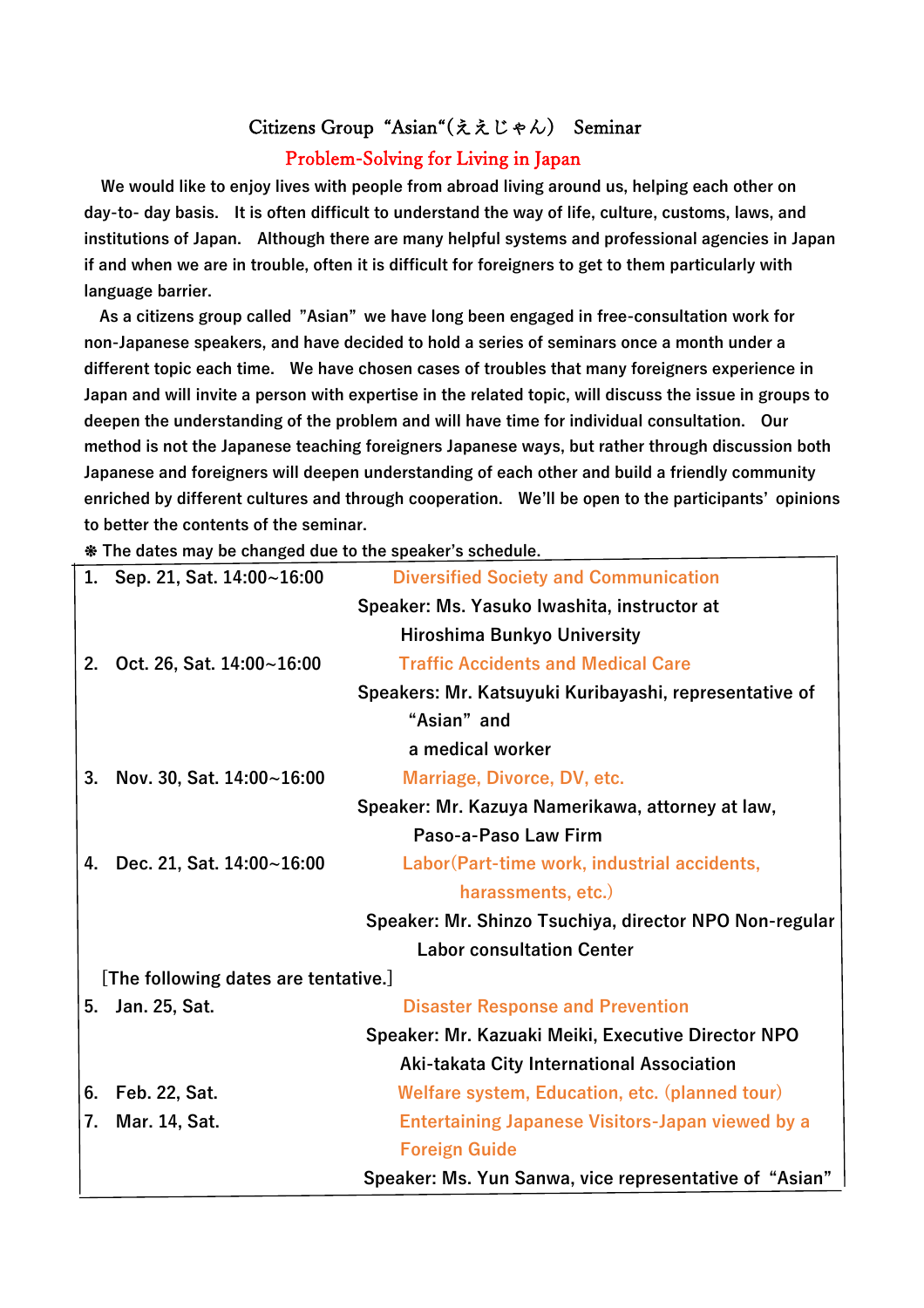# Citizens Group "Asian"(ええじゃん) Seminar

## Problem-Solving for Living in Japan

**We would like to enjoy lives with people from abroad living around us, helping each other on day-to- day basis. It is often difficult to understand the way of life, culture, customs, laws, and institutions of Japan. Although there are many helpful systems and professional agencies in Japan if and when we are in trouble, often it is difficult for foreigners to get to them particularly with language barrier.**

**As a citizens group called "Asian" we have long been engaged in free-consultation work for non-Japanese speakers, and have decided to hold a series of seminars once a month under a different topic each time. We have chosen cases of troubles that many foreigners experience in Japan and will invite a person with expertise in the related topic, will discuss the issue in groups to deepen the understanding of the problem and will have time for individual consultation. Our method is not the Japanese teaching foreigners Japanese ways, but rather through discussion both Japanese and foreigners will deepen understanding of each other and build a friendly community enriched by different cultures and through cooperation. We'll be open to the participants' opinions to better the contents of the seminar.**

**❈ The dates may be changed due to the speaker's schedule.**

| Date | Topic / Speaker |
|---|---|
| 1. Sep. 21, Sat. 14:00~16:00 | Diversified Society and Communication<br>Speaker: Ms. Yasuko Iwashita, instructor at Hiroshima Bunkyo University |
| 2. Oct. 26, Sat. 14:00~16:00 | Traffic Accidents and Medical Care<br>Speakers: Mr. Katsuyuki Kuribayashi, representative of "Asian" and a medical worker |
| 3. Nov. 30, Sat. 14:00~16:00 | Marriage, Divorce, DV, etc.<br>Speaker: Mr. Kazuya Namerikawa, attorney at law, Paso-a-Paso Law Firm |
| 4. Dec. 21, Sat. 14:00~16:00 | Labor(Part-time work, industrial accidents, harassments, etc.)<br>Speaker: Mr. Shinzo Tsuchiya, director NPO Non-regular Labor consultation Center |
| [The following dates are tentative.] | |
| 5. Jan. 25, Sat. | Disaster Response and Prevention<br>Speaker: Mr. Kazuaki Meiki, Executive Director NPO Aki-takata City International Association |
| 6. Feb. 22, Sat. | Welfare system, Education, etc. (planned tour) |
| 7. Mar. 14, Sat. | Entertaining Japanese Visitors-Japan viewed by a Foreign Guide<br>Speaker: Ms. Yun Sanwa, vice representative of "Asian" |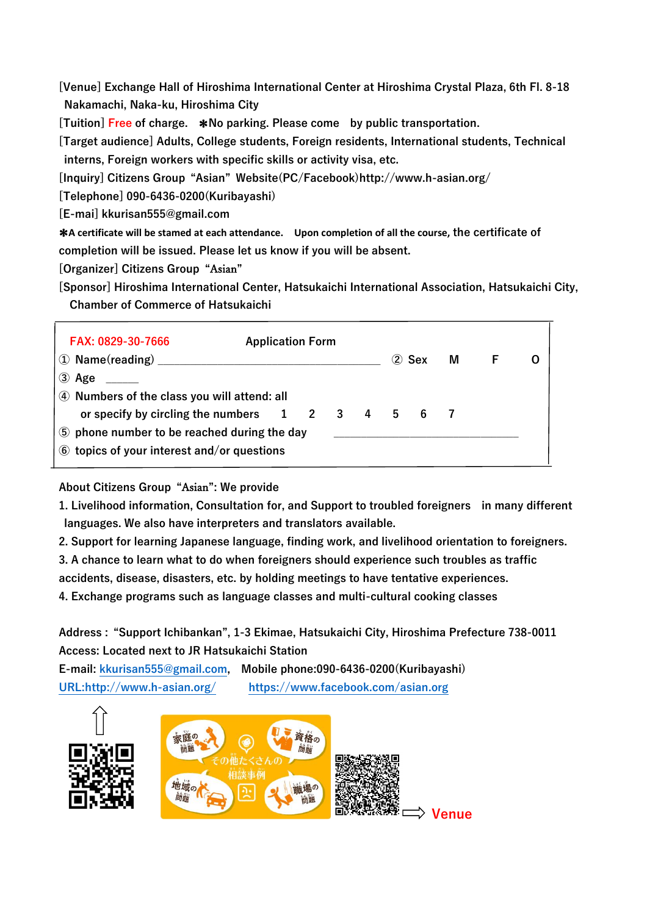[Venue] Exchange Hall of Hiroshima International Center at Hiroshima Crystal Plaza, 6th Fl. 8-18 Nakamachi, Naka-ku, Hiroshima City

[Tuition] Free of charge. ＊No parking. Please come by public transportation.

[Target audience] Adults, College students, Foreign residents, International students, Technical interns, Foreign workers with specific skills or activity visa, etc.

[Inquiry] Citizens Group "Asian" Website(PC/Facebook)http://www.h-asian.org/

[Telephone] 090-6436-0200(Kuribayashi)

[E-mai] kkurisan555@gmail.com

＊A certificate will be stamed at each attendance. Upon completion of all the course, the certificate of completion will be issued. Please let us know if you will be absent.

[Organizer] Citizens Group "Asian"

[Sponsor] Hiroshima International Center, Hatsukaichi International Association, Hatsukaichi City, Chamber of Commerce of Hatsukaichi

---

FAX: 0829-30-7666 Application Form

① Name(reading) ______________________ ② Sex M F O

③ Age _____

④ Numbers of the class you will attend: all
or specify by circling the numbers 1 2 3 4 5 6 7

⑤ phone number to be reached during the day ______________________

⑥ topics of your interest and/or questions

---

About Citizens Group "Asian": We provide

1. Livelihood information, Consultation for, and Support to troubled foreigners in many different languages. We also have interpreters and translators available.
2. Support for learning Japanese language, finding work, and livelihood orientation to foreigners.
3. A chance to learn what to do when foreigners should experience such troubles as traffic accidents, disease, disasters, etc. by holding meetings to have tentative experiences.
4. Exchange programs such as language classes and multi-cultural cooking classes

Address : "Support Ichibankan", 1-3 Ekimae, Hatsukaichi City, Hiroshima Prefecture 738-0011

Access: Located next to JR Hatsukaichi Station

E-mail: kkurisan555@gmail.com, Mobile phone:090-6436-0200(Kuribayashi)

URL:http://www.h-asian.org/ https://www.facebook.com/asian.org

⇧

家庭の問題 資格の問題 その他たくさんの相談事例 地域の問題 職場の問題

⇨ Venue